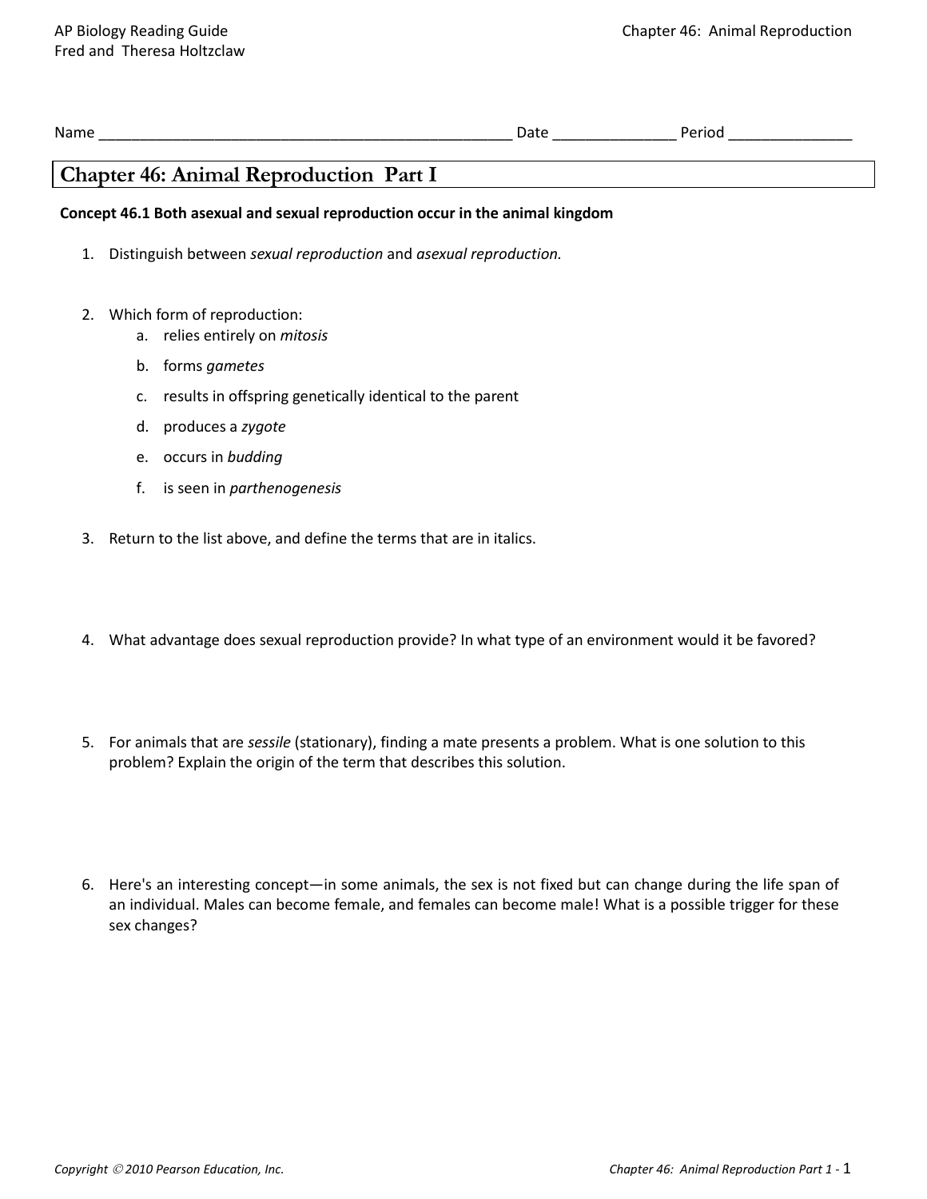Name ________________________________________________ Date ______________ Period ______________

# Chapter 46: Animal Reproduction Part I

**Concept 46.1 Both asexual and sexual reproduction occur in the animal kingdom**

1. Distinguish between *sexual reproduction* and *asexual reproduction.*

2. Which form of reproduction:
   a. relies entirely on *mitosis*
   b. forms *gametes*
   c. results in offspring genetically identical to the parent
   d. produces a *zygote*
   e. occurs in *budding*
   f. is seen in *parthenogenesis*

3. Return to the list above, and define the terms that are in italics.

4. What advantage does sexual reproduction provide? In what type of an environment would it be favored?

5. For animals that are *sessile* (stationary), finding a mate presents a problem. What is one solution to this problem? Explain the origin of the term that describes this solution.

6. Here's an interesting concept—in some animals, the sex is not fixed but can change during the life span of an individual. Males can become female, and females can become male! What is a possible trigger for these sex changes?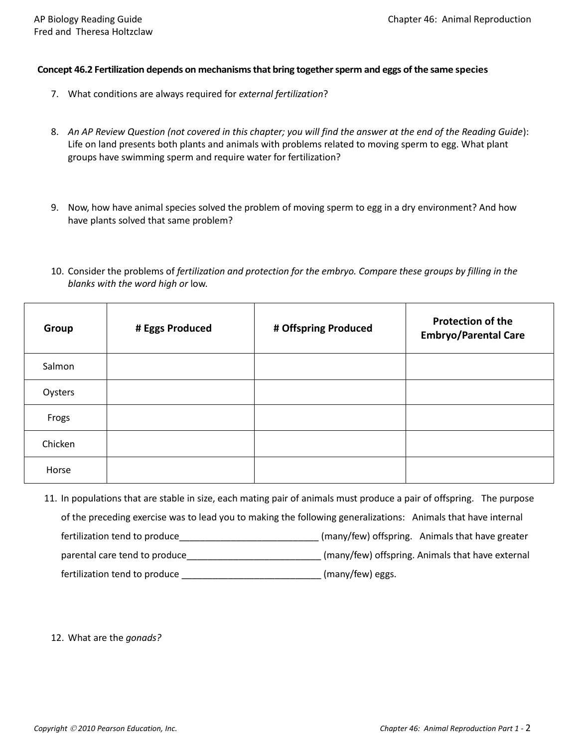**Concept 46.2 Fertilization depends on mechanisms that bring together sperm and eggs of the same species**

7. What conditions are always required for *external fertilization*?

8. *An AP Review Question (not covered in this chapter; you will find the answer at the end of the Reading Guide)*: Life on land presents both plants and animals with problems related to moving sperm to egg. What plant groups have swimming sperm and require water for fertilization?

9. Now, how have animal species solved the problem of moving sperm to egg in a dry environment? And how have plants solved that same problem?

10. Consider the problems of *fertilization and protection for the embryo. Compare these groups by filling in the blanks with the word high or* low.

| Group | # Eggs Produced | # Offspring Produced | Protection of the Embryo/Parental Care |
|---|---|---|---|
| Salmon | | | |
| Oysters | | | |
| Frogs | | | |
| Chicken | | | |
| Horse | | | |

11. In populations that are stable in size, each mating pair of animals must produce a pair of offspring. The purpose of the preceding exercise was to lead you to making the following generalizations: Animals that have internal fertilization tend to produce___________________________ (many/few) offspring. Animals that have greater parental care tend to produce___________________________ (many/few) offspring. Animals that have external fertilization tend to produce ___________________________ (many/few) eggs.

12. What are the *gonads?*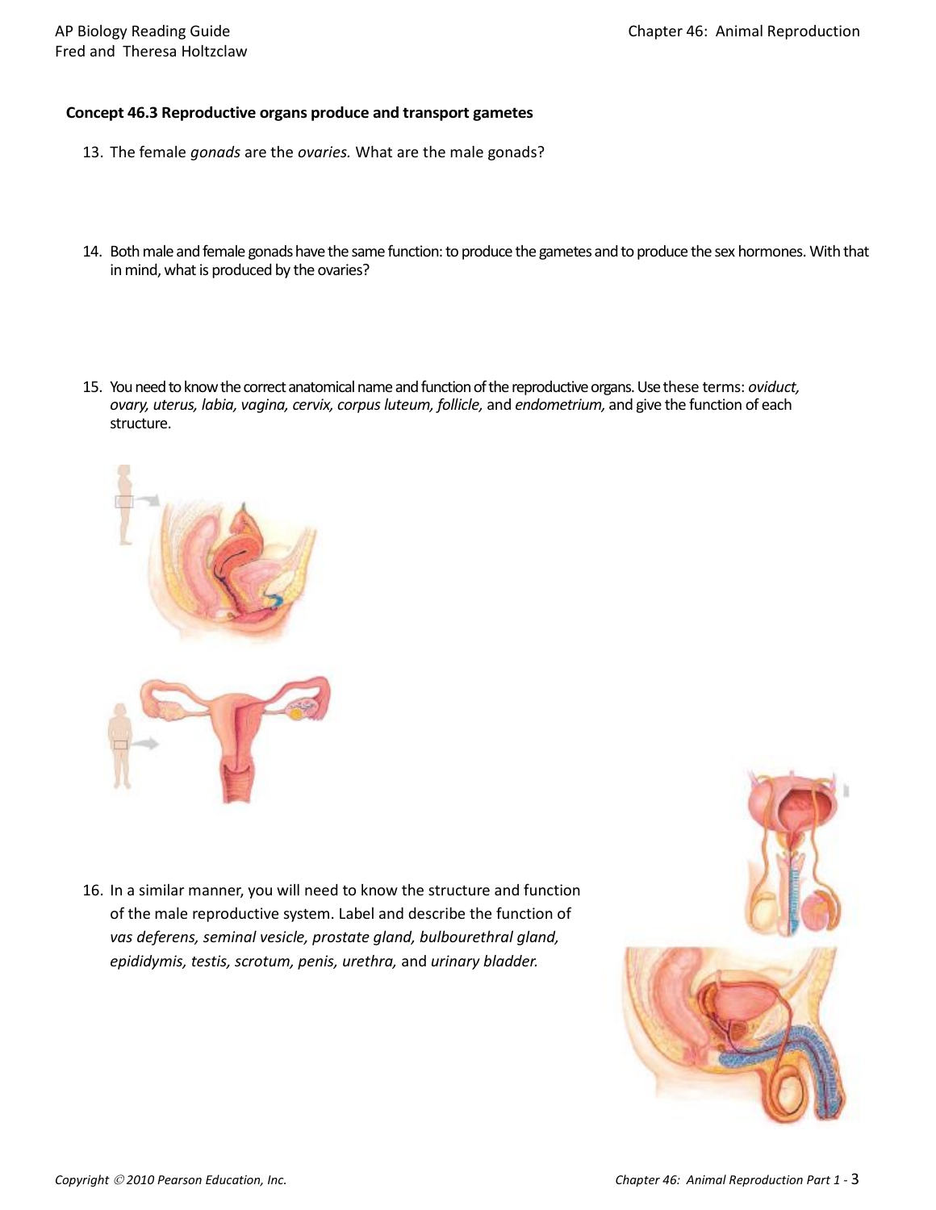**Concept 46.3 Reproductive organs produce and transport gametes**

13. The female *gonads* are the *ovaries.* What are the male gonads?

14. Both male and female gonads have the same function: to produce the gametes and to produce the sex hormones. With that in mind, what is produced by the ovaries?

15. You need to know the correct anatomical name and function of the reproductive organs. Use these terms: *oviduct, ovary, uterus, labia, vagina, cervix, corpus luteum, follicle,* and *endometrium,* and give the function of each structure.

16. In a similar manner, you will need to know the structure and function of the male reproductive system. Label and describe the function of *vas deferens, seminal vesicle, prostate gland, bulbourethral gland, epididymis, testis, scrotum, penis, urethra,* and *urinary bladder.*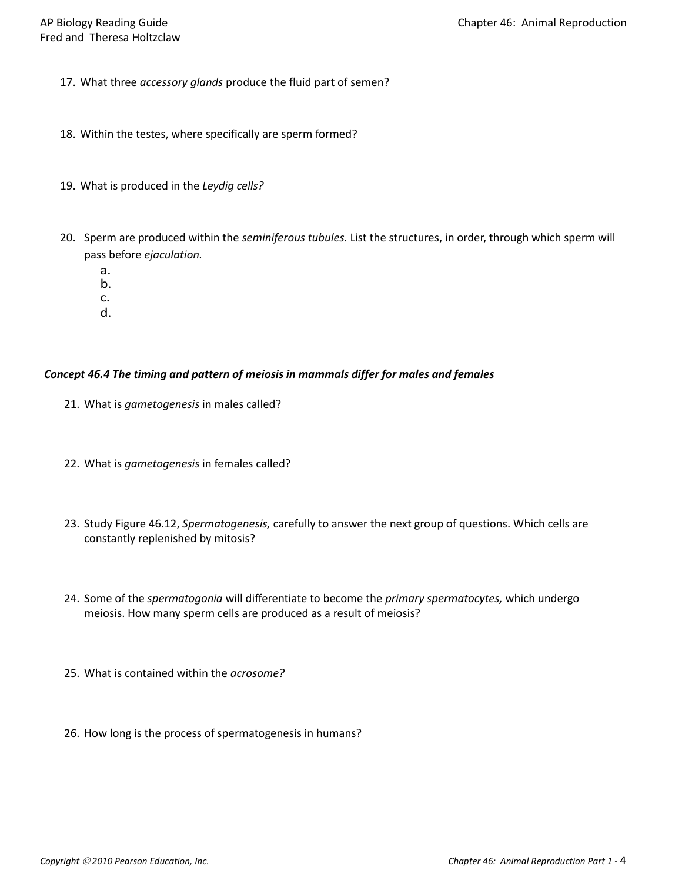17. What three *accessory glands* produce the fluid part of semen?

18. Within the testes, where specifically are sperm formed?

19. What is produced in the *Leydig cells?*

20. Sperm are produced within the *seminiferous tubules.* List the structures, in order, through which sperm will pass before *ejaculation.*
    a.
    b.
    c.
    d.

***Concept 46.4 The timing and pattern of meiosis in mammals differ for males and females***

21. What is *gametogenesis* in males called?

22. What is *gametogenesis* in females called?

23. Study Figure 46.12, *Spermatogenesis,* carefully to answer the next group of questions. Which cells are constantly replenished by mitosis?

24. Some of the *spermatogonia* will differentiate to become the *primary spermatocytes,* which undergo meiosis. How many sperm cells are produced as a result of meiosis?

25. What is contained within the *acrosome?*

26. How long is the process of spermatogenesis in humans?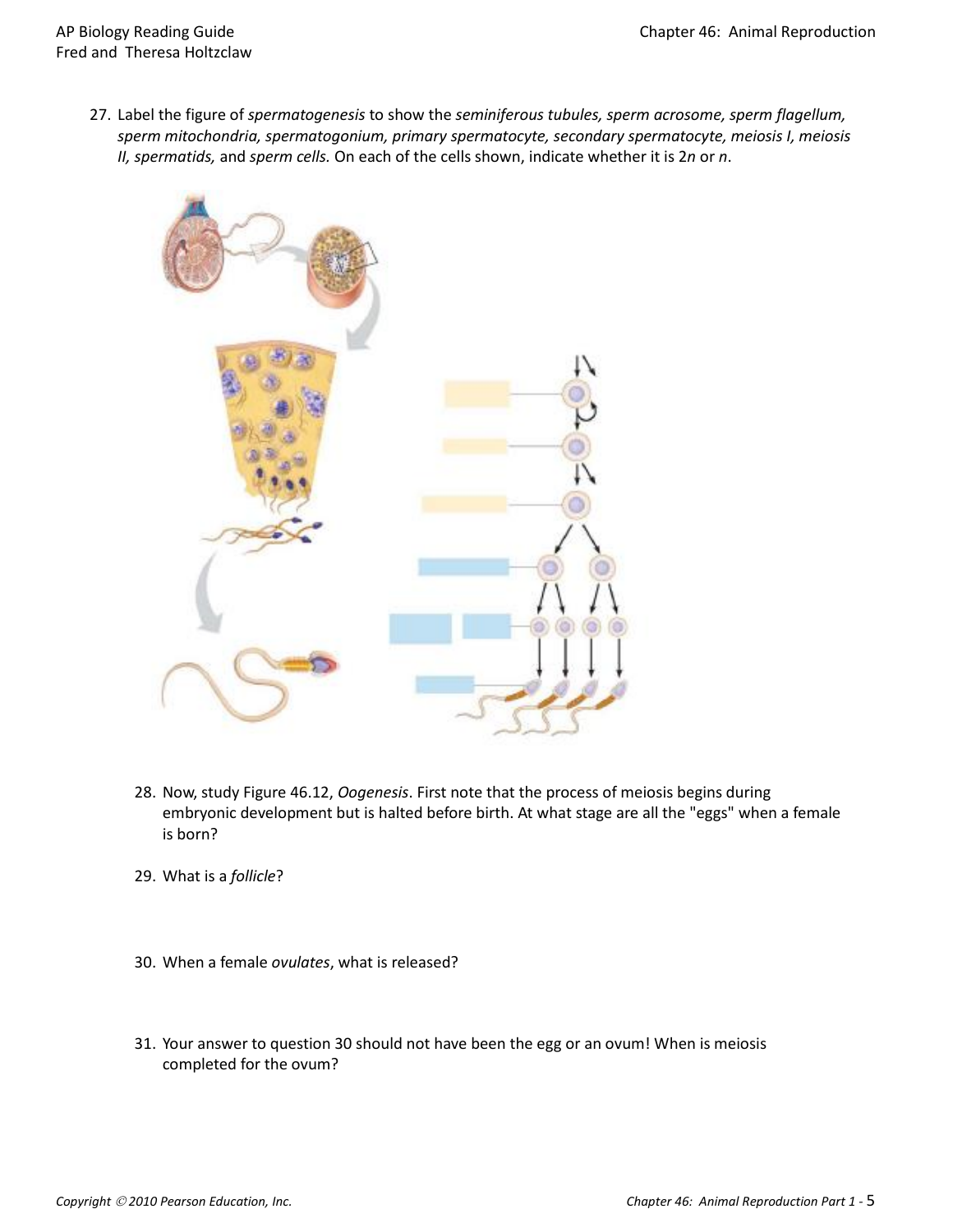27. Label the figure of *spermatogenesis* to show the *seminiferous tubules, sperm acrosome, sperm flagellum, sperm mitochondria, spermatogonium, primary spermatocyte, secondary spermatocyte, meiosis I, meiosis II, spermatids,* and *sperm cells.* On each of the cells shown, indicate whether it is 2*n* or *n*.

28. Now, study Figure 46.12, *Oogenesis*. First note that the process of meiosis begins during embryonic development but is halted before birth. At what stage are all the "eggs" when a female is born?

29. What is a *follicle*?

30. When a female *ovulates*, what is released?

31. Your answer to question 30 should not have been the egg or an ovum! When is meiosis completed for the ovum?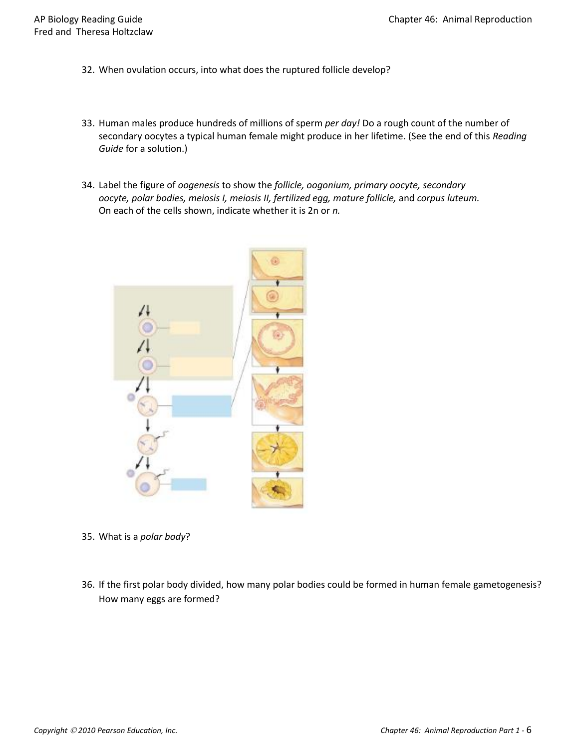32. When ovulation occurs, into what does the ruptured follicle develop?

33. Human males produce hundreds of millions of sperm *per day!* Do a rough count of the number of secondary oocytes a typical human female might produce in her lifetime. (See the end of this *Reading Guide* for a solution.)

34. Label the figure of *oogenesis* to show the *follicle, oogonium, primary oocyte, secondary oocyte, polar bodies, meiosis I, meiosis II, fertilized egg, mature follicle,* and *corpus luteum.* On each of the cells shown, indicate whether it is 2n or *n.*

35. What is a *polar body*?

36. If the first polar body divided, how many polar bodies could be formed in human female gametogenesis? How many eggs are formed?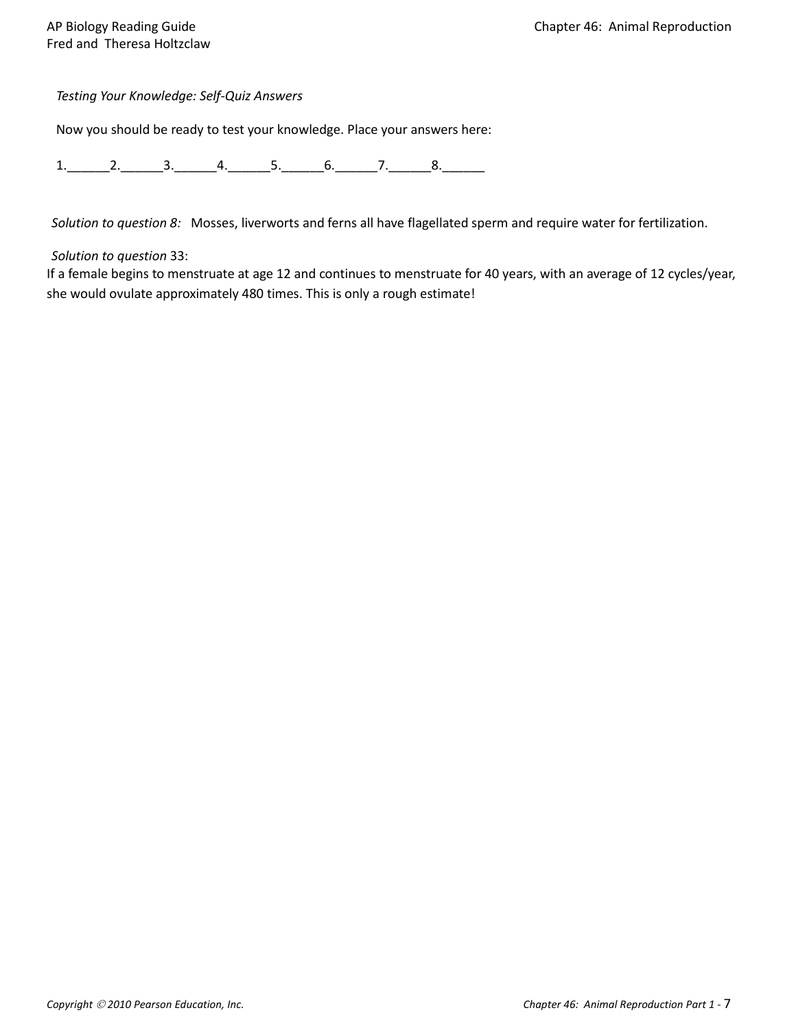*Testing Your Knowledge: Self-Quiz Answers*

Now you should be ready to test your knowledge. Place your answers here:

1.______2.______3.______4.______5.______6.______7.______8.______

*Solution to question 8:* Mosses, liverworts and ferns all have flagellated sperm and require water for fertilization.

*Solution to question* 33:

If a female begins to menstruate at age 12 and continues to menstruate for 40 years, with an average of 12 cycles/year, she would ovulate approximately 480 times. This is only a rough estimate!